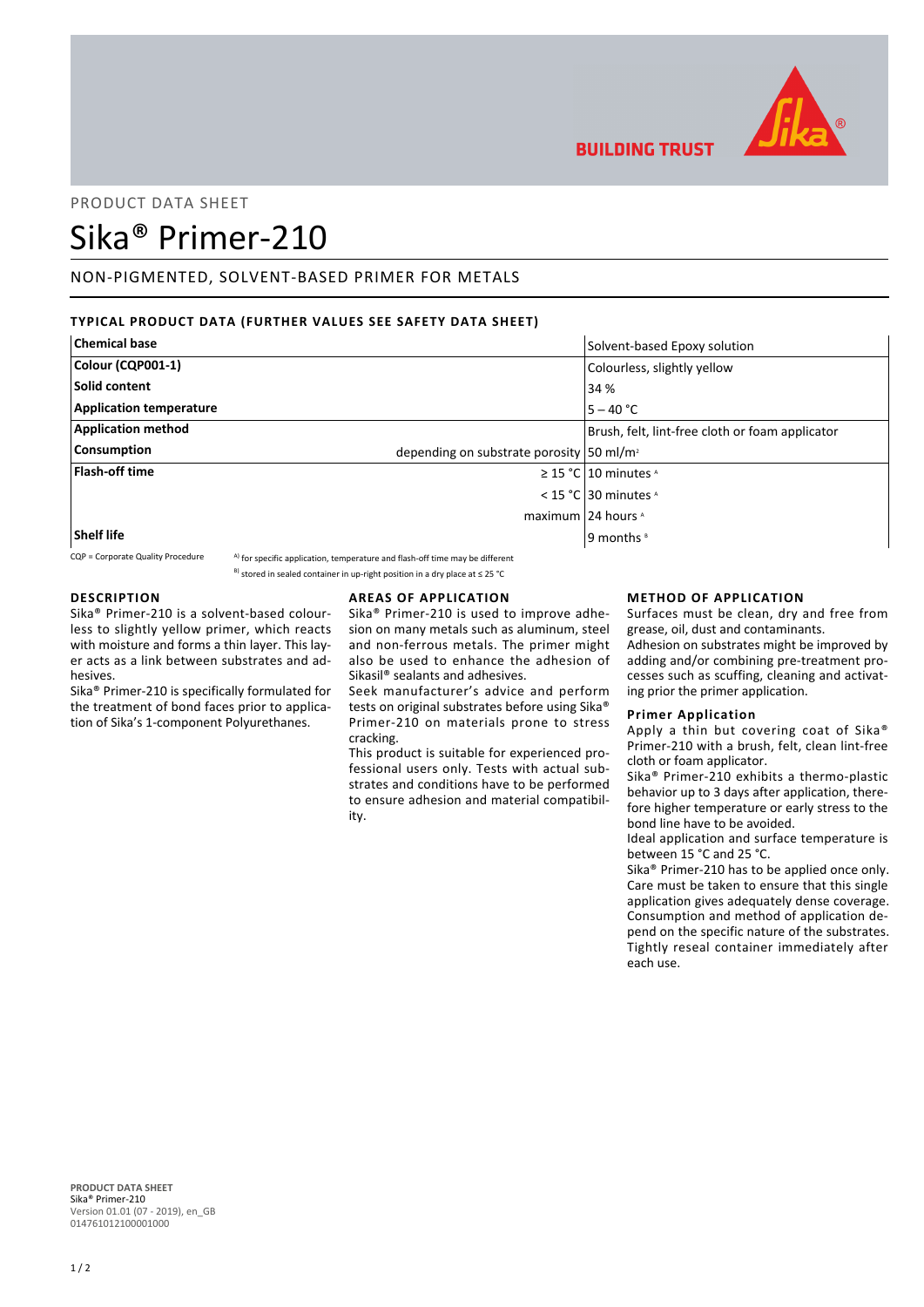BUILDING TRUST

PRODUCT DATA SHEET

# Sika® Primer-210

## NON-PIGMENTED, SOLVENT-BASED PRIMER FOR METALS

### TYPICAL PRODUCT DATA (FURTHER VALUES SEE SAFETY DATA SHEET)

| | | |
|---|---|---|
| **Chemical base** | | Solvent-based Epoxy solution |
| **Colour (CQP001-1)** | | Colourless, slightly yellow |
| **Solid content** | | 34 % |
| **Application temperature** | | 5 – 40 °C |
| **Application method** | | Brush, felt, lint-free cloth or foam applicator |
| **Consumption** | depending on substrate porosity | 50 ml/m² |
| **Flash-off time** | ≥ 15 °C | 10 minutes [A] |
| | < 15 °C | 30 minutes [A] |
| | maximum | 24 hours [A] |
| **Shelf life** | | 9 months [B] |

CQP = Corporate Quality Procedure
[A] for specific application, temperature and flash-off time may be different
[B] stored in sealed container in up-right position in a dry place at ≤ 25 °C

### DESCRIPTION

Sika® Primer-210 is a solvent-based colourless to slightly yellow primer, which reacts with moisture and forms a thin layer. This layer acts as a link between substrates and adhesives.

Sika® Primer-210 is specifically formulated for the treatment of bond faces prior to application of Sika's 1-component Polyurethanes.

### AREAS OF APPLICATION

Sika® Primer-210 is used to improve adhesion on many metals such as aluminum, steel and non-ferrous metals. The primer might also be used to enhance the adhesion of Sikasil® sealants and adhesives.

Seek manufacturer's advice and perform tests on original substrates before using Sika® Primer-210 on materials prone to stress cracking.

This product is suitable for experienced professional users only. Tests with actual substrates and conditions have to be performed to ensure adhesion and material compatibility.

### METHOD OF APPLICATION

Surfaces must be clean, dry and free from grease, oil, dust and contaminants.

Adhesion on substrates might be improved by adding and/or combining pre-treatment processes such as scuffing, cleaning and activating prior the primer application.

#### Primer Application

Apply a thin but covering coat of Sika® Primer-210 with a brush, felt, clean lint-free cloth or foam applicator.

Sika® Primer-210 exhibits a thermo-plastic behavior up to 3 days after application, therefore higher temperature or early stress to the bond line have to be avoided.

Ideal application and surface temperature is between 15 °C and 25 °C.

Sika® Primer-210 has to be applied once only. Care must be taken to ensure that this single application gives adequately dense coverage. Consumption and method of application depend on the specific nature of the substrates. Tightly reseal container immediately after each use.

**PRODUCT DATA SHEET**
Sika® Primer-210
Version 01.01 (07 - 2019), en_GB
014761012100001000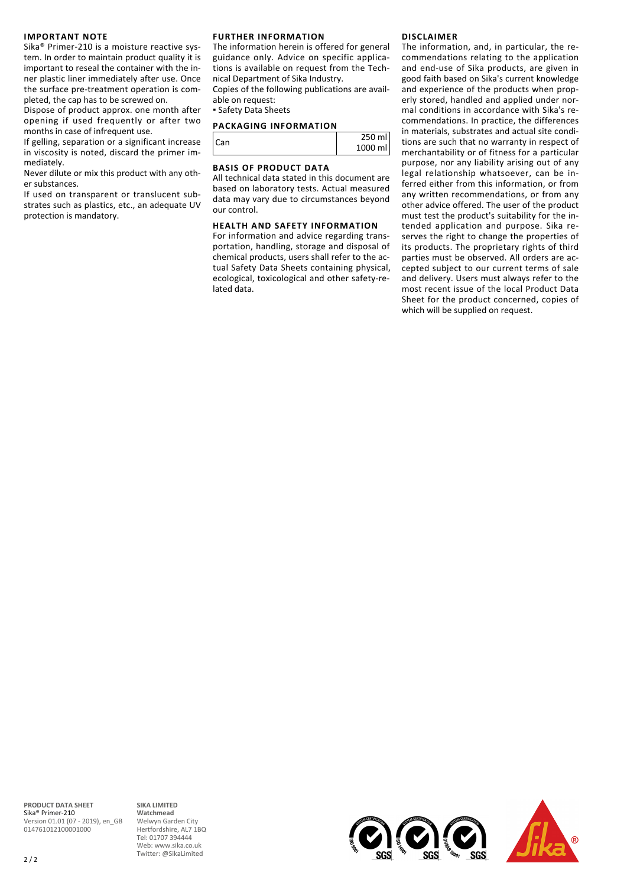## IMPORTANT NOTE

Sika® Primer-210 is a moisture reactive system. In order to maintain product quality it is important to reseal the container with the inner plastic liner immediately after use. Once the surface pre-treatment operation is completed, the cap has to be screwed on.

Dispose of product approx. one month after opening if used frequently or after two months in case of infrequent use.

If gelling, separation or a significant increase in viscosity is noted, discard the primer immediately.

Never dilute or mix this product with any other substances.

If used on transparent or translucent substrates such as plastics, etc., an adequate UV protection is mandatory.

## FURTHER INFORMATION

The information herein is offered for general guidance only. Advice on specific applications is available on request from the Technical Department of Sika Industry.

Copies of the following publications are available on request:

- Safety Data Sheets

## PACKAGING INFORMATION

| | |
|---|---|
| Can | 250 ml<br>1000 ml |

## BASIS OF PRODUCT DATA

All technical data stated in this document are based on laboratory tests. Actual measured data may vary due to circumstances beyond our control.

## HEALTH AND SAFETY INFORMATION

For information and advice regarding transportation, handling, storage and disposal of chemical products, users shall refer to the actual Safety Data Sheets containing physical, ecological, toxicological and other safety-related data.

## DISCLAIMER

The information, and, in particular, the recommendations relating to the application and end-use of Sika products, are given in good faith based on Sika's current knowledge and experience of the products when properly stored, handled and applied under normal conditions in accordance with Sika's recommendations. In practice, the differences in materials, substrates and actual site conditions are such that no warranty in respect of merchantability or of fitness for a particular purpose, nor any liability arising out of any legal relationship whatsoever, can be inferred either from this information, or from any written recommendations, or from any other advice offered. The user of the product must test the product's suitability for the intended application and purpose. Sika reserves the right to change the properties of its products. The proprietary rights of third parties must be observed. All orders are accepted subject to our current terms of sale and delivery. Users must always refer to the most recent issue of the local Product Data Sheet for the product concerned, copies of which will be supplied on request.

**PRODUCT DATA SHEET**
Sika® Primer-210
Version 01.01 (07 - 2019), en_GB
014761012100001000

**SIKA LIMITED**
**Watchmead**
Welwyn Garden City
Hertfordshire, AL7 1BQ
Tel: 01707 394444
Web: www.sika.co.uk
Twitter: @SikaLimited